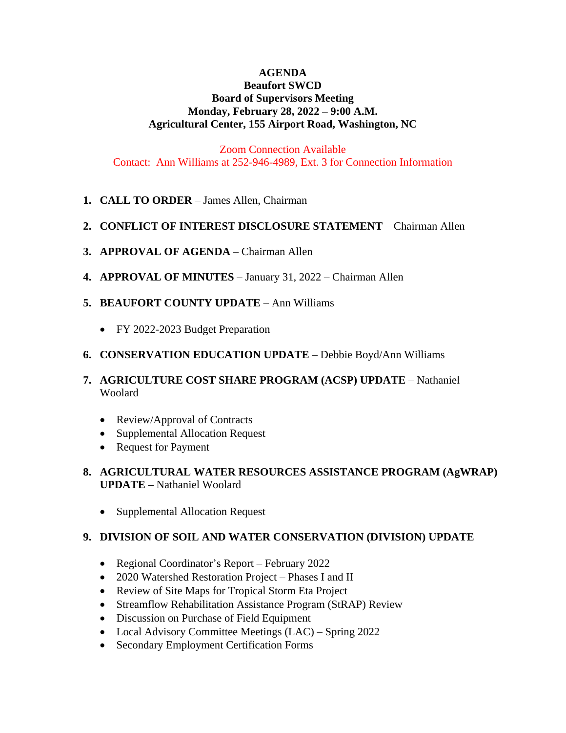**AGENDA**
**Beaufort SWCD**
**Board of Supervisors Meeting**
**Monday, February 28, 2022 – 9:00 A.M.**
**Agricultural Center, 155 Airport Road, Washington, NC**

Zoom Connection Available
Contact: Ann Williams at 252-946-4989, Ext. 3 for Connection Information

1. **CALL TO ORDER** – James Allen, Chairman

2. **CONFLICT OF INTEREST DISCLOSURE STATEMENT** – Chairman Allen

3. **APPROVAL OF AGENDA** – Chairman Allen

4. **APPROVAL OF MINUTES** – January 31, 2022 – Chairman Allen

5. **BEAUFORT COUNTY UPDATE** – Ann Williams

   - FY 2022-2023 Budget Preparation

6. **CONSERVATION EDUCATION UPDATE** – Debbie Boyd/Ann Williams

7. **AGRICULTURE COST SHARE PROGRAM (ACSP) UPDATE** – Nathaniel Woolard

   - Review/Approval of Contracts
   - Supplemental Allocation Request
   - Request for Payment

8. **AGRICULTURAL WATER RESOURCES ASSISTANCE PROGRAM (AgWRAP) UPDATE –** Nathaniel Woolard

   - Supplemental Allocation Request

9. **DIVISION OF SOIL AND WATER CONSERVATION (DIVISION) UPDATE**

   - Regional Coordinator's Report – February 2022
   - 2020 Watershed Restoration Project – Phases I and II
   - Review of Site Maps for Tropical Storm Eta Project
   - Streamflow Rehabilitation Assistance Program (StRAP) Review
   - Discussion on Purchase of Field Equipment
   - Local Advisory Committee Meetings (LAC) – Spring 2022
   - Secondary Employment Certification Forms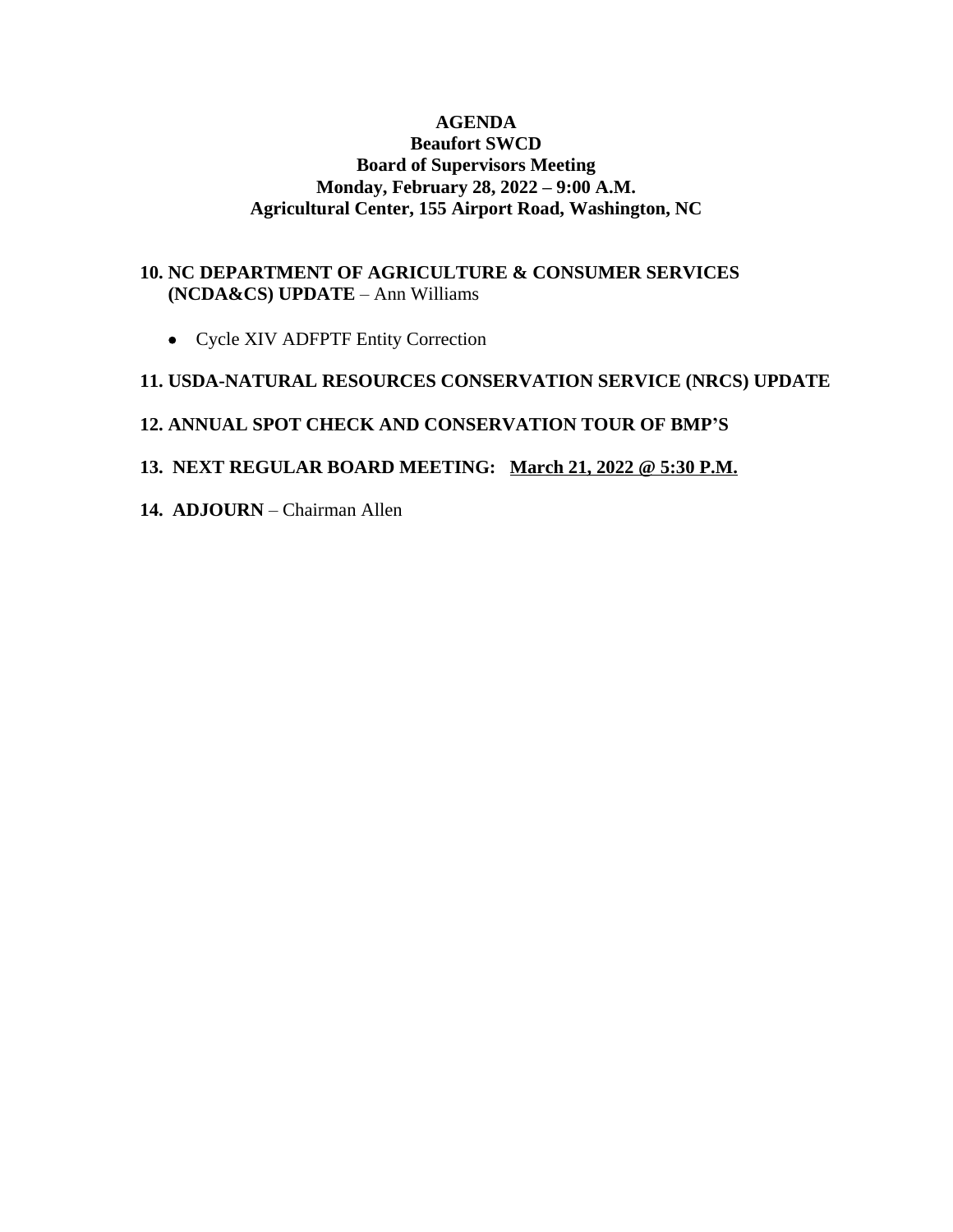**AGENDA**
**Beaufort SWCD**
**Board of Supervisors Meeting**
**Monday, February 28, 2022 – 9:00 A.M.**
**Agricultural Center, 155 Airport Road, Washington, NC**

**10. NC DEPARTMENT OF AGRICULTURE & CONSUMER SERVICES (NCDA&CS) UPDATE** – Ann Williams

- Cycle XIV ADFPTF Entity Correction

**11. USDA-NATURAL RESOURCES CONSERVATION SERVICE (NRCS) UPDATE**

**12. ANNUAL SPOT CHECK AND CONSERVATION TOUR OF BMP'S**

**13. NEXT REGULAR BOARD MEETING: March 21, 2022 @ 5:30 P.M.**

**14. ADJOURN** – Chairman Allen